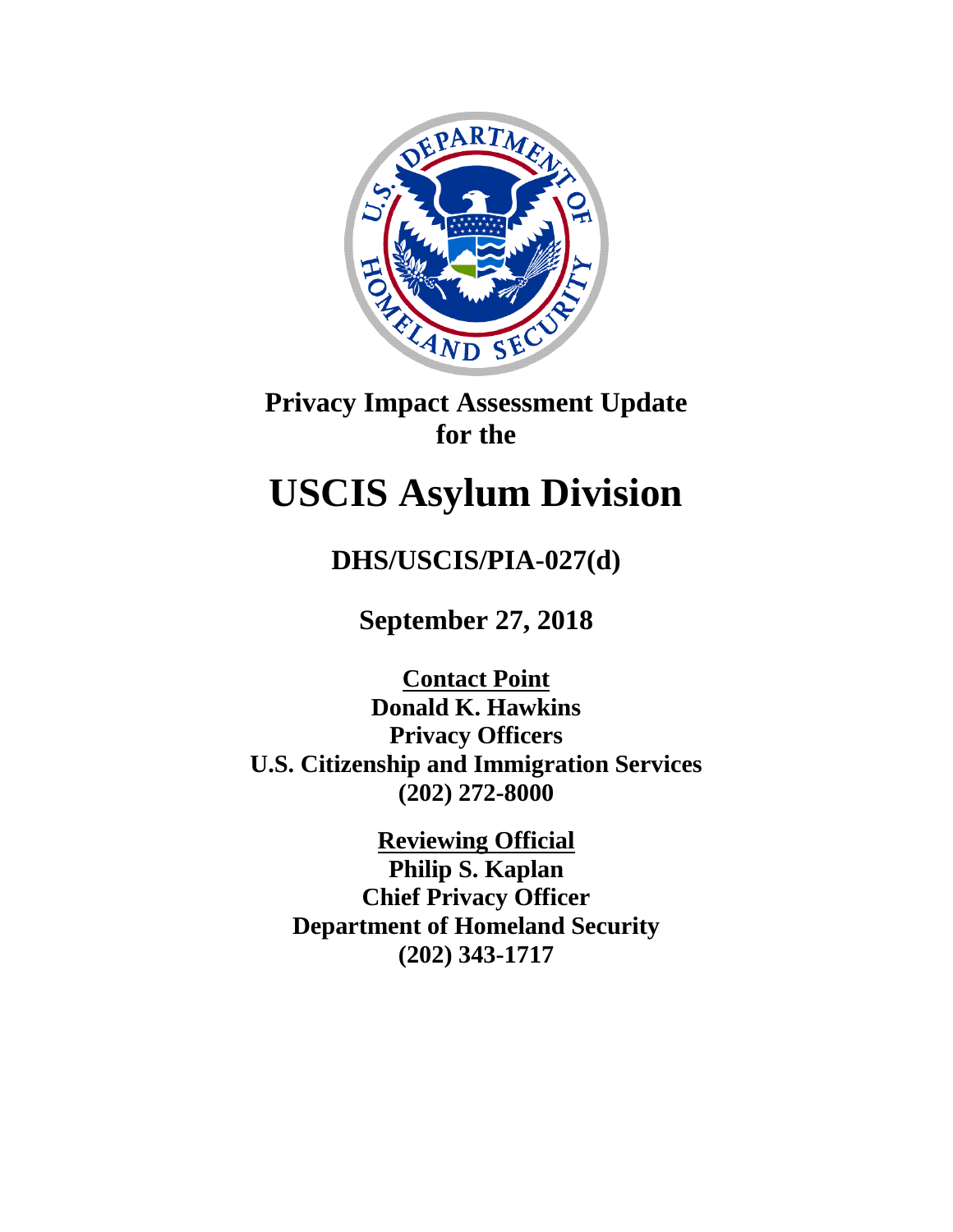# Privacy Impact Assessment Update for the

# USCIS Asylum Division

## DHS/USCIS/PIA-027(d)

**September 27, 2018**

**Contact Point**
**Donald K. Hawkins**
**Privacy Officers**
**U.S. Citizenship and Immigration Services**
**(202) 272-8000**

**Reviewing Official**
**Philip S. Kaplan**
**Chief Privacy Officer**
**Department of Homeland Security**
**(202) 343-1717**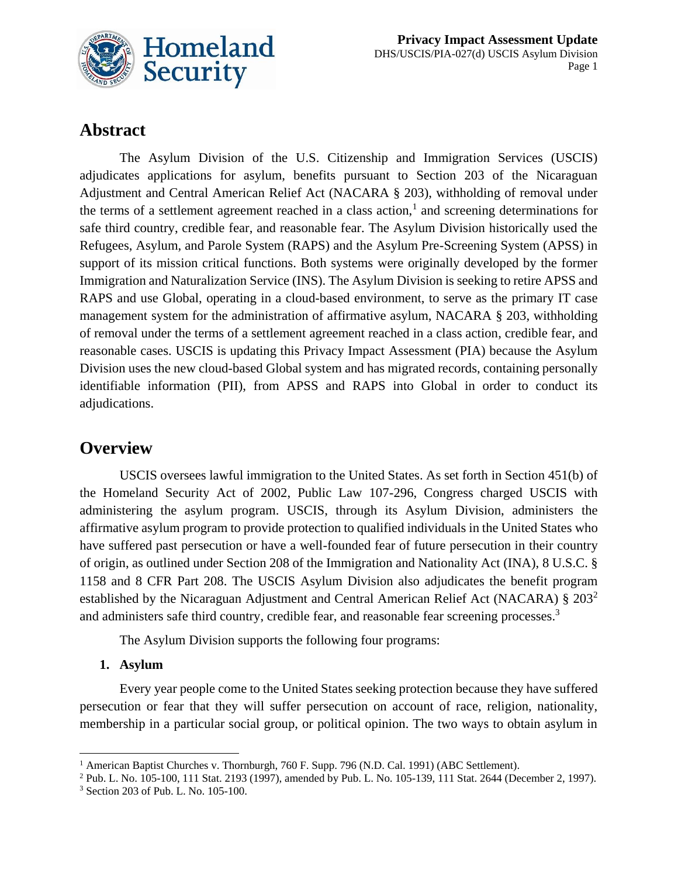## Abstract

The Asylum Division of the U.S. Citizenship and Immigration Services (USCIS) adjudicates applications for asylum, benefits pursuant to Section 203 of the Nicaraguan Adjustment and Central American Relief Act (NACARA § 203), withholding of removal under the terms of a settlement agreement reached in a class action,[1] and screening determinations for safe third country, credible fear, and reasonable fear. The Asylum Division historically used the Refugees, Asylum, and Parole System (RAPS) and the Asylum Pre-Screening System (APSS) in support of its mission critical functions. Both systems were originally developed by the former Immigration and Naturalization Service (INS). The Asylum Division is seeking to retire APSS and RAPS and use Global, operating in a cloud-based environment, to serve as the primary IT case management system for the administration of affirmative asylum, NACARA § 203, withholding of removal under the terms of a settlement agreement reached in a class action, credible fear, and reasonable cases. USCIS is updating this Privacy Impact Assessment (PIA) because the Asylum Division uses the new cloud-based Global system and has migrated records, containing personally identifiable information (PII), from APSS and RAPS into Global in order to conduct its adjudications.

## Overview

USCIS oversees lawful immigration to the United States. As set forth in Section 451(b) of the Homeland Security Act of 2002, Public Law 107-296, Congress charged USCIS with administering the asylum program. USCIS, through its Asylum Division, administers the affirmative asylum program to provide protection to qualified individuals in the United States who have suffered past persecution or have a well-founded fear of future persecution in their country of origin, as outlined under Section 208 of the Immigration and Nationality Act (INA), 8 U.S.C. § 1158 and 8 CFR Part 208. The USCIS Asylum Division also adjudicates the benefit program established by the Nicaraguan Adjustment and Central American Relief Act (NACARA) § 203[2] and administers safe third country, credible fear, and reasonable fear screening processes.[3]

The Asylum Division supports the following four programs:

**1. Asylum**

Every year people come to the United States seeking protection because they have suffered persecution or fear that they will suffer persecution on account of race, religion, nationality, membership in a particular social group, or political opinion. The two ways to obtain asylum in

---

[1] American Baptist Churches v. Thornburgh, 760 F. Supp. 796 (N.D. Cal. 1991) (ABC Settlement).

[2] Pub. L. No. 105-100, 111 Stat. 2193 (1997), amended by Pub. L. No. 105-139, 111 Stat. 2644 (December 2, 1997).

[3] Section 203 of Pub. L. No. 105-100.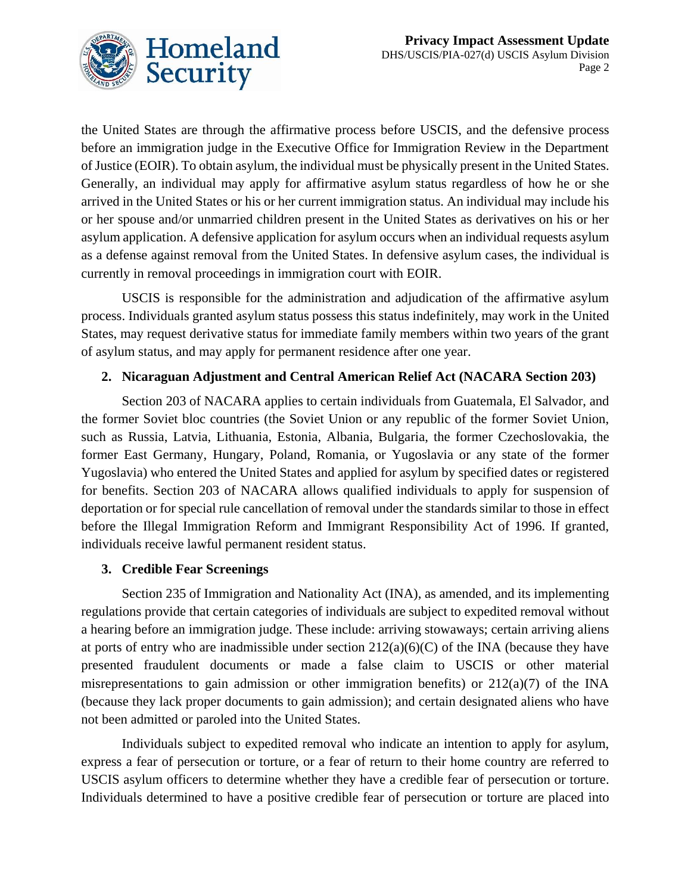the United States are through the affirmative process before USCIS, and the defensive process before an immigration judge in the Executive Office for Immigration Review in the Department of Justice (EOIR). To obtain asylum, the individual must be physically present in the United States. Generally, an individual may apply for affirmative asylum status regardless of how he or she arrived in the United States or his or her current immigration status. An individual may include his or her spouse and/or unmarried children present in the United States as derivatives on his or her asylum application. A defensive application for asylum occurs when an individual requests asylum as a defense against removal from the United States. In defensive asylum cases, the individual is currently in removal proceedings in immigration court with EOIR.

USCIS is responsible for the administration and adjudication of the affirmative asylum process. Individuals granted asylum status possess this status indefinitely, may work in the United States, may request derivative status for immediate family members within two years of the grant of asylum status, and may apply for permanent residence after one year.

**2. Nicaraguan Adjustment and Central American Relief Act (NACARA Section 203)**

Section 203 of NACARA applies to certain individuals from Guatemala, El Salvador, and the former Soviet bloc countries (the Soviet Union or any republic of the former Soviet Union, such as Russia, Latvia, Lithuania, Estonia, Albania, Bulgaria, the former Czechoslovakia, the former East Germany, Hungary, Poland, Romania, or Yugoslavia or any state of the former Yugoslavia) who entered the United States and applied for asylum by specified dates or registered for benefits. Section 203 of NACARA allows qualified individuals to apply for suspension of deportation or for special rule cancellation of removal under the standards similar to those in effect before the Illegal Immigration Reform and Immigrant Responsibility Act of 1996. If granted, individuals receive lawful permanent resident status.

**3. Credible Fear Screenings**

Section 235 of Immigration and Nationality Act (INA), as amended, and its implementing regulations provide that certain categories of individuals are subject to expedited removal without a hearing before an immigration judge. These include: arriving stowaways; certain arriving aliens at ports of entry who are inadmissible under section 212(a)(6)(C) of the INA (because they have presented fraudulent documents or made a false claim to USCIS or other material misrepresentations to gain admission or other immigration benefits) or 212(a)(7) of the INA (because they lack proper documents to gain admission); and certain designated aliens who have not been admitted or paroled into the United States.

Individuals subject to expedited removal who indicate an intention to apply for asylum, express a fear of persecution or torture, or a fear of return to their home country are referred to USCIS asylum officers to determine whether they have a credible fear of persecution or torture. Individuals determined to have a positive credible fear of persecution or torture are placed into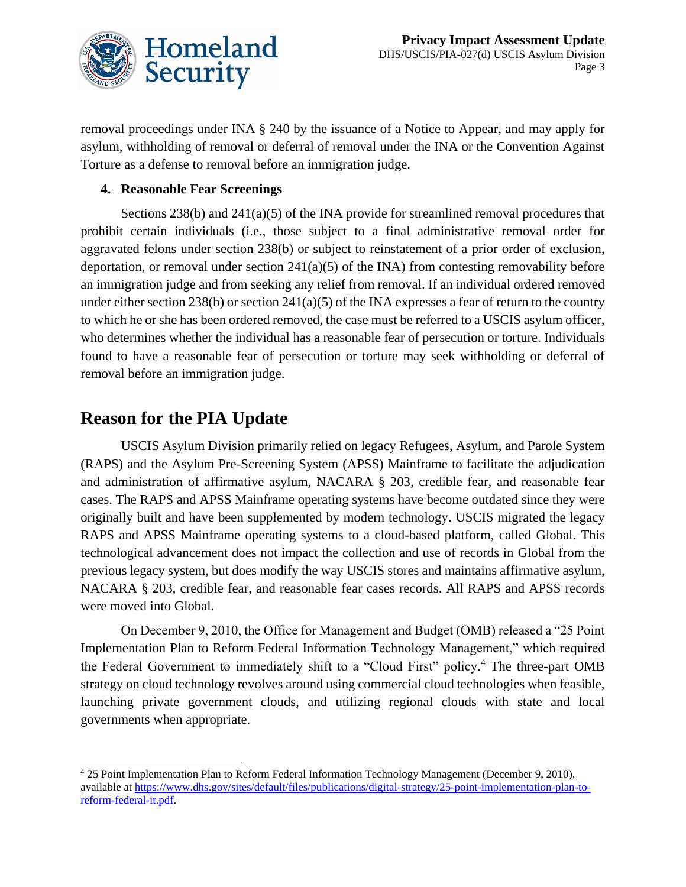removal proceedings under INA § 240 by the issuance of a Notice to Appear, and may apply for asylum, withholding of removal or deferral of removal under the INA or the Convention Against Torture as a defense to removal before an immigration judge.

### 4. Reasonable Fear Screenings

Sections 238(b) and 241(a)(5) of the INA provide for streamlined removal procedures that prohibit certain individuals (i.e., those subject to a final administrative removal order for aggravated felons under section 238(b) or subject to reinstatement of a prior order of exclusion, deportation, or removal under section 241(a)(5) of the INA) from contesting removability before an immigration judge and from seeking any relief from removal. If an individual ordered removed under either section 238(b) or section 241(a)(5) of the INA expresses a fear of return to the country to which he or she has been ordered removed, the case must be referred to a USCIS asylum officer, who determines whether the individual has a reasonable fear of persecution or torture. Individuals found to have a reasonable fear of persecution or torture may seek withholding or deferral of removal before an immigration judge.

## Reason for the PIA Update

USCIS Asylum Division primarily relied on legacy Refugees, Asylum, and Parole System (RAPS) and the Asylum Pre-Screening System (APSS) Mainframe to facilitate the adjudication and administration of affirmative asylum, NACARA § 203, credible fear, and reasonable fear cases. The RAPS and APSS Mainframe operating systems have become outdated since they were originally built and have been supplemented by modern technology. USCIS migrated the legacy RAPS and APSS Mainframe operating systems to a cloud-based platform, called Global. This technological advancement does not impact the collection and use of records in Global from the previous legacy system, but does modify the way USCIS stores and maintains affirmative asylum, NACARA § 203, credible fear, and reasonable fear cases records. All RAPS and APSS records were moved into Global.

On December 9, 2010, the Office for Management and Budget (OMB) released a "25 Point Implementation Plan to Reform Federal Information Technology Management," which required the Federal Government to immediately shift to a "Cloud First" policy.[4] The three-part OMB strategy on cloud technology revolves around using commercial cloud technologies when feasible, launching private government clouds, and utilizing regional clouds with state and local governments when appropriate.

---

[4] 25 Point Implementation Plan to Reform Federal Information Technology Management (December 9, 2010), available at https://www.dhs.gov/sites/default/files/publications/digital-strategy/25-point-implementation-plan-to-reform-federal-it.pdf.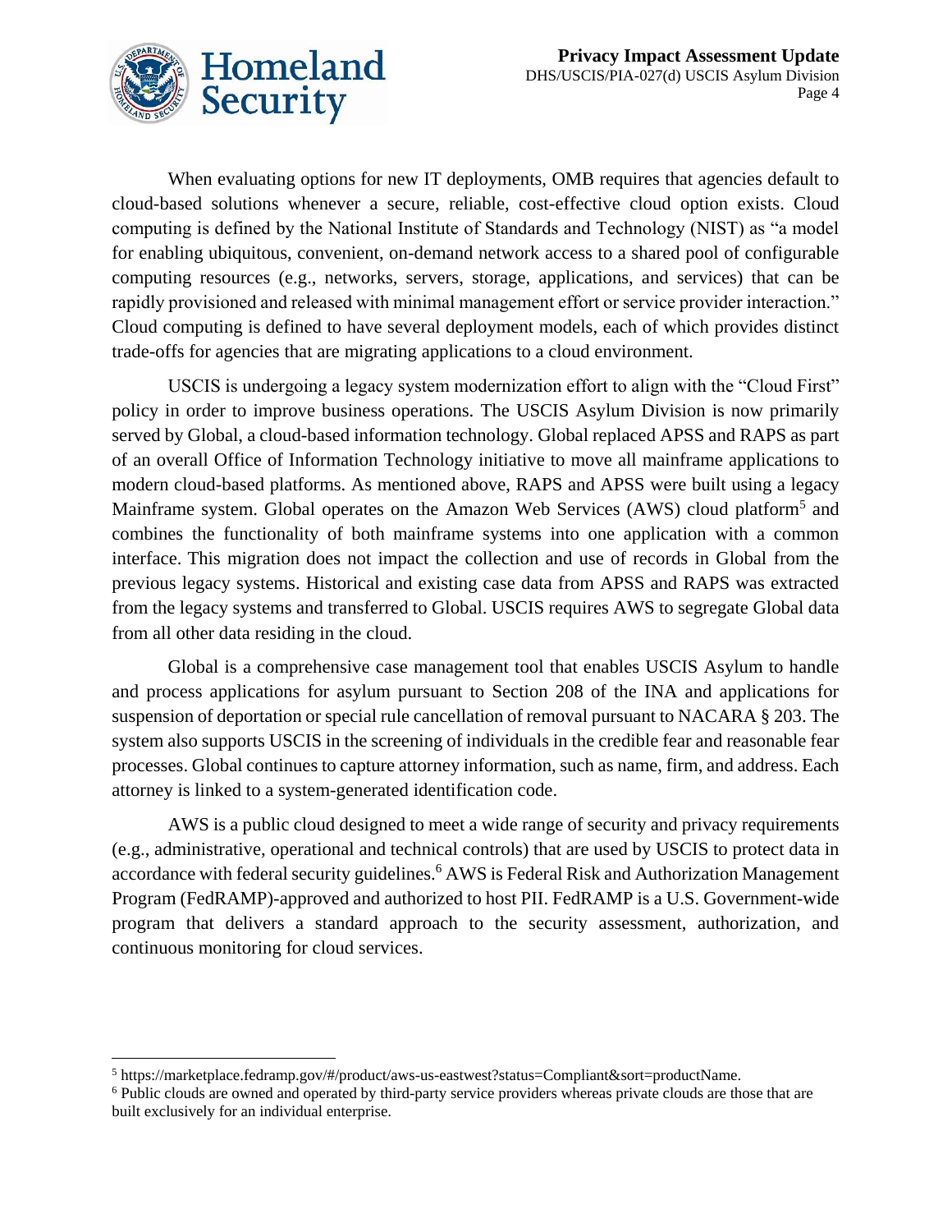When evaluating options for new IT deployments, OMB requires that agencies default to cloud-based solutions whenever a secure, reliable, cost-effective cloud option exists. Cloud computing is defined by the National Institute of Standards and Technology (NIST) as "a model for enabling ubiquitous, convenient, on-demand network access to a shared pool of configurable computing resources (e.g., networks, servers, storage, applications, and services) that can be rapidly provisioned and released with minimal management effort or service provider interaction." Cloud computing is defined to have several deployment models, each of which provides distinct trade-offs for agencies that are migrating applications to a cloud environment.

USCIS is undergoing a legacy system modernization effort to align with the "Cloud First" policy in order to improve business operations. The USCIS Asylum Division is now primarily served by Global, a cloud-based information technology. Global replaced APSS and RAPS as part of an overall Office of Information Technology initiative to move all mainframe applications to modern cloud-based platforms. As mentioned above, RAPS and APSS were built using a legacy Mainframe system. Global operates on the Amazon Web Services (AWS) cloud platform[5] and combines the functionality of both mainframe systems into one application with a common interface. This migration does not impact the collection and use of records in Global from the previous legacy systems. Historical and existing case data from APSS and RAPS was extracted from the legacy systems and transferred to Global. USCIS requires AWS to segregate Global data from all other data residing in the cloud.

Global is a comprehensive case management tool that enables USCIS Asylum to handle and process applications for asylum pursuant to Section 208 of the INA and applications for suspension of deportation or special rule cancellation of removal pursuant to NACARA § 203. The system also supports USCIS in the screening of individuals in the credible fear and reasonable fear processes. Global continues to capture attorney information, such as name, firm, and address. Each attorney is linked to a system-generated identification code.

AWS is a public cloud designed to meet a wide range of security and privacy requirements (e.g., administrative, operational and technical controls) that are used by USCIS to protect data in accordance with federal security guidelines.[6] AWS is Federal Risk and Authorization Management Program (FedRAMP)-approved and authorized to host PII. FedRAMP is a U.S. Government-wide program that delivers a standard approach to the security assessment, authorization, and continuous monitoring for cloud services.

---

[5] https://marketplace.fedramp.gov/#/product/aws-us-eastwest?status=Compliant&sort=productName.

[6] Public clouds are owned and operated by third-party service providers whereas private clouds are those that are built exclusively for an individual enterprise.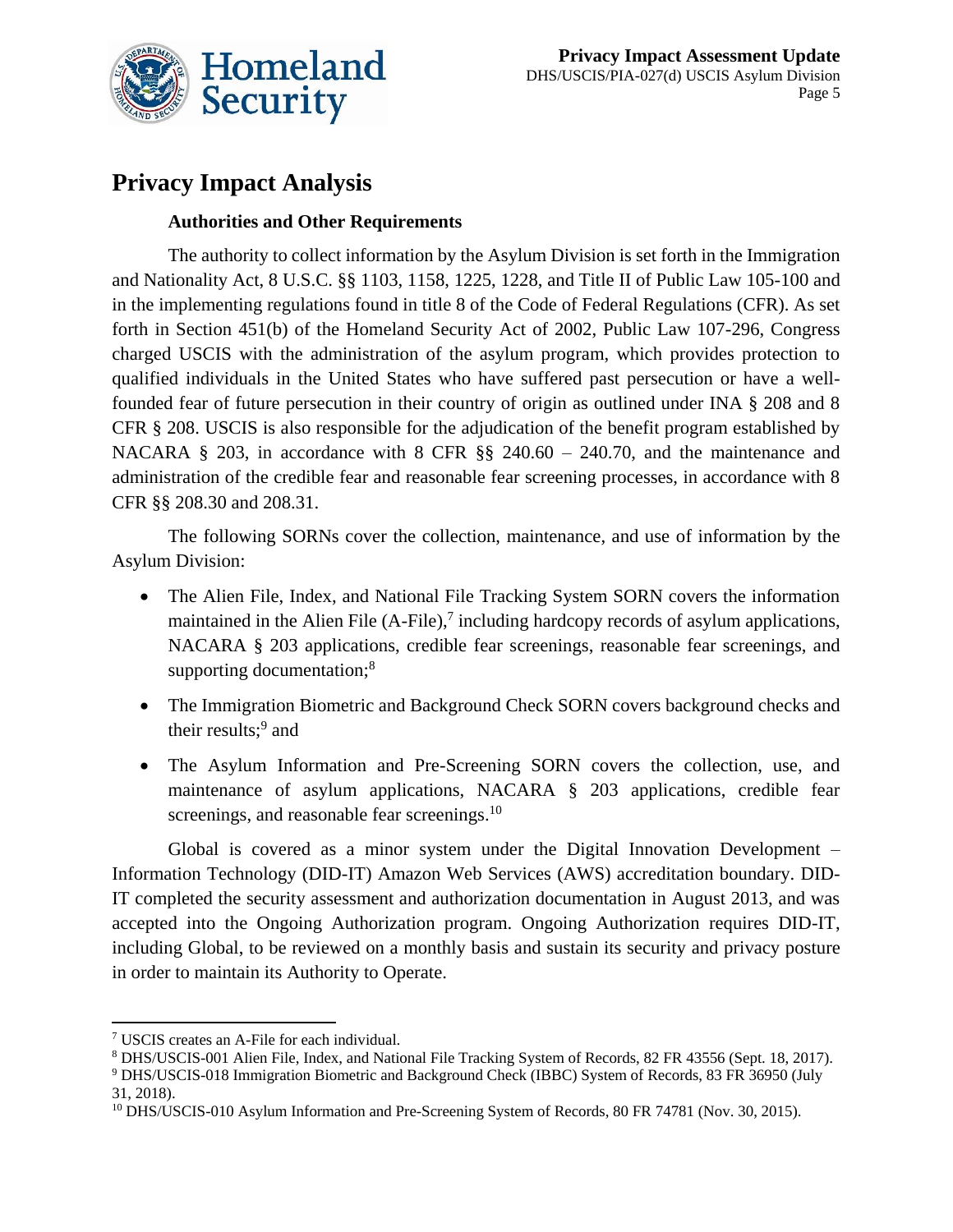## Privacy Impact Analysis

### Authorities and Other Requirements

The authority to collect information by the Asylum Division is set forth in the Immigration and Nationality Act, 8 U.S.C. §§ 1103, 1158, 1225, 1228, and Title II of Public Law 105-100 and in the implementing regulations found in title 8 of the Code of Federal Regulations (CFR). As set forth in Section 451(b) of the Homeland Security Act of 2002, Public Law 107-296, Congress charged USCIS with the administration of the asylum program, which provides protection to qualified individuals in the United States who have suffered past persecution or have a well-founded fear of future persecution in their country of origin as outlined under INA § 208 and 8 CFR § 208. USCIS is also responsible for the adjudication of the benefit program established by NACARA § 203, in accordance with 8 CFR §§ 240.60 – 240.70, and the maintenance and administration of the credible fear and reasonable fear screening processes, in accordance with 8 CFR §§ 208.30 and 208.31.

The following SORNs cover the collection, maintenance, and use of information by the Asylum Division:

- The Alien File, Index, and National File Tracking System SORN covers the information maintained in the Alien File (A-File),[7] including hardcopy records of asylum applications, NACARA § 203 applications, credible fear screenings, reasonable fear screenings, and supporting documentation;[8]
- The Immigration Biometric and Background Check SORN covers background checks and their results;[9] and
- The Asylum Information and Pre-Screening SORN covers the collection, use, and maintenance of asylum applications, NACARA § 203 applications, credible fear screenings, and reasonable fear screenings.[10]

Global is covered as a minor system under the Digital Innovation Development – Information Technology (DID-IT) Amazon Web Services (AWS) accreditation boundary. DID-IT completed the security assessment and authorization documentation in August 2013, and was accepted into the Ongoing Authorization program. Ongoing Authorization requires DID-IT, including Global, to be reviewed on a monthly basis and sustain its security and privacy posture in order to maintain its Authority to Operate.

---

[7] USCIS creates an A-File for each individual.

[8] DHS/USCIS-001 Alien File, Index, and National File Tracking System of Records, 82 FR 43556 (Sept. 18, 2017).

[9] DHS/USCIS-018 Immigration Biometric and Background Check (IBBC) System of Records, 83 FR 36950 (July 31, 2018).

[10] DHS/USCIS-010 Asylum Information and Pre-Screening System of Records, 80 FR 74781 (Nov. 30, 2015).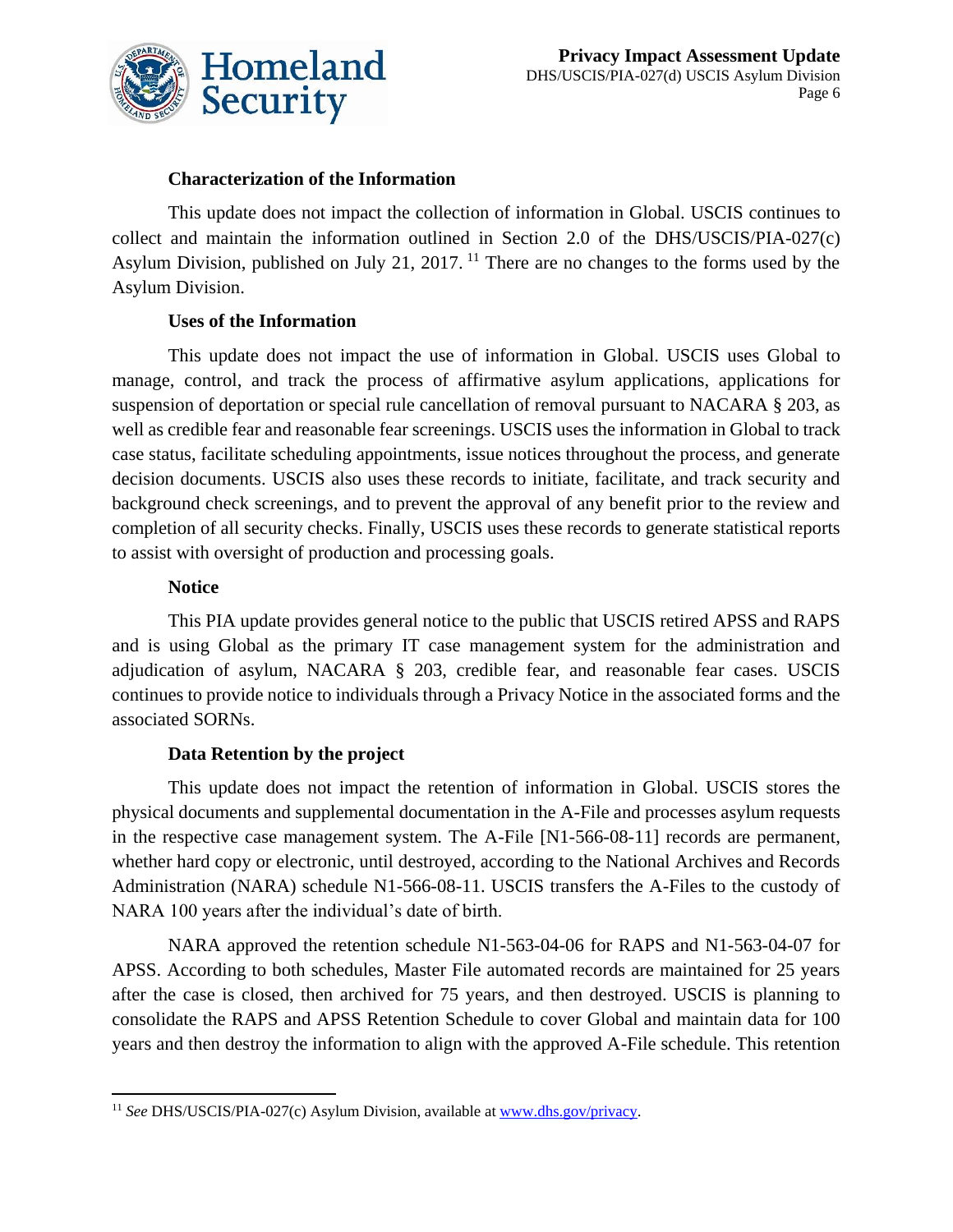### Characterization of the Information

This update does not impact the collection of information in Global. USCIS continues to collect and maintain the information outlined in Section 2.0 of the DHS/USCIS/PIA-027(c) Asylum Division, published on July 21, 2017. [11] There are no changes to the forms used by the Asylum Division.

### Uses of the Information

This update does not impact the use of information in Global. USCIS uses Global to manage, control, and track the process of affirmative asylum applications, applications for suspension of deportation or special rule cancellation of removal pursuant to NACARA § 203, as well as credible fear and reasonable fear screenings. USCIS uses the information in Global to track case status, facilitate scheduling appointments, issue notices throughout the process, and generate decision documents. USCIS also uses these records to initiate, facilitate, and track security and background check screenings, and to prevent the approval of any benefit prior to the review and completion of all security checks. Finally, USCIS uses these records to generate statistical reports to assist with oversight of production and processing goals.

### Notice

This PIA update provides general notice to the public that USCIS retired APSS and RAPS and is using Global as the primary IT case management system for the administration and adjudication of asylum, NACARA § 203, credible fear, and reasonable fear cases. USCIS continues to provide notice to individuals through a Privacy Notice in the associated forms and the associated SORNs.

### Data Retention by the project

This update does not impact the retention of information in Global. USCIS stores the physical documents and supplemental documentation in the A-File and processes asylum requests in the respective case management system. The A-File [N1-566-08-11] records are permanent, whether hard copy or electronic, until destroyed, according to the National Archives and Records Administration (NARA) schedule N1-566-08-11. USCIS transfers the A-Files to the custody of NARA 100 years after the individual's date of birth.

NARA approved the retention schedule N1-563-04-06 for RAPS and N1-563-04-07 for APSS. According to both schedules, Master File automated records are maintained for 25 years after the case is closed, then archived for 75 years, and then destroyed. USCIS is planning to consolidate the RAPS and APSS Retention Schedule to cover Global and maintain data for 100 years and then destroy the information to align with the approved A-File schedule. This retention

[11] *See* DHS/USCIS/PIA-027(c) Asylum Division, available at www.dhs.gov/privacy.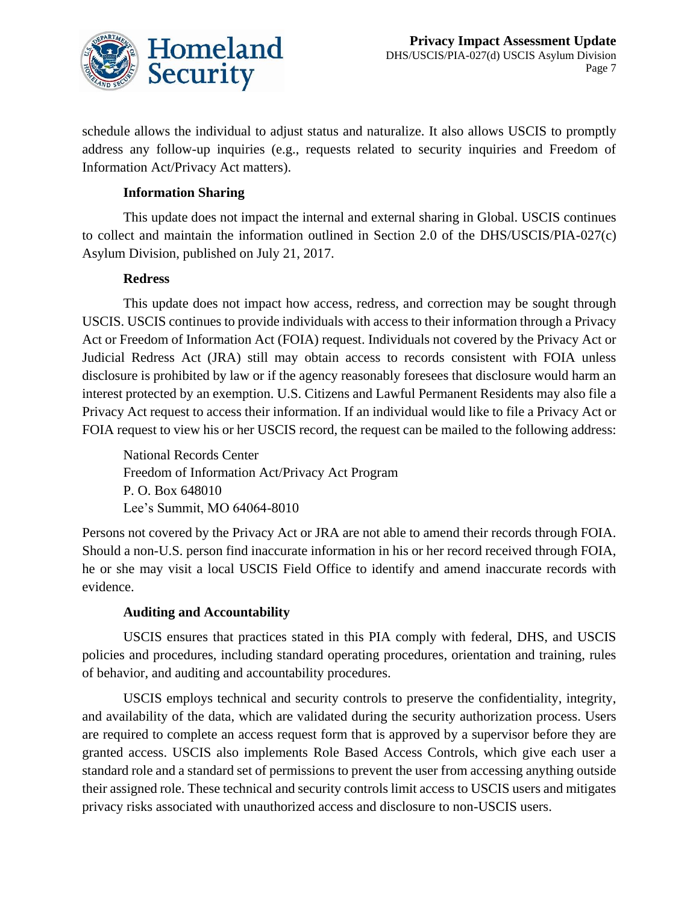schedule allows the individual to adjust status and naturalize. It also allows USCIS to promptly address any follow-up inquiries (e.g., requests related to security inquiries and Freedom of Information Act/Privacy Act matters).

**Information Sharing**

This update does not impact the internal and external sharing in Global. USCIS continues to collect and maintain the information outlined in Section 2.0 of the DHS/USCIS/PIA-027(c) Asylum Division, published on July 21, 2017.

**Redress**

This update does not impact how access, redress, and correction may be sought through USCIS. USCIS continues to provide individuals with access to their information through a Privacy Act or Freedom of Information Act (FOIA) request. Individuals not covered by the Privacy Act or Judicial Redress Act (JRA) still may obtain access to records consistent with FOIA unless disclosure is prohibited by law or if the agency reasonably foresees that disclosure would harm an interest protected by an exemption. U.S. Citizens and Lawful Permanent Residents may also file a Privacy Act request to access their information. If an individual would like to file a Privacy Act or FOIA request to view his or her USCIS record, the request can be mailed to the following address:

National Records Center
Freedom of Information Act/Privacy Act Program
P. O. Box 648010
Lee's Summit, MO 64064-8010

Persons not covered by the Privacy Act or JRA are not able to amend their records through FOIA. Should a non-U.S. person find inaccurate information in his or her record received through FOIA, he or she may visit a local USCIS Field Office to identify and amend inaccurate records with evidence.

**Auditing and Accountability**

USCIS ensures that practices stated in this PIA comply with federal, DHS, and USCIS policies and procedures, including standard operating procedures, orientation and training, rules of behavior, and auditing and accountability procedures.

USCIS employs technical and security controls to preserve the confidentiality, integrity, and availability of the data, which are validated during the security authorization process. Users are required to complete an access request form that is approved by a supervisor before they are granted access. USCIS also implements Role Based Access Controls, which give each user a standard role and a standard set of permissions to prevent the user from accessing anything outside their assigned role. These technical and security controls limit access to USCIS users and mitigates privacy risks associated with unauthorized access and disclosure to non-USCIS users.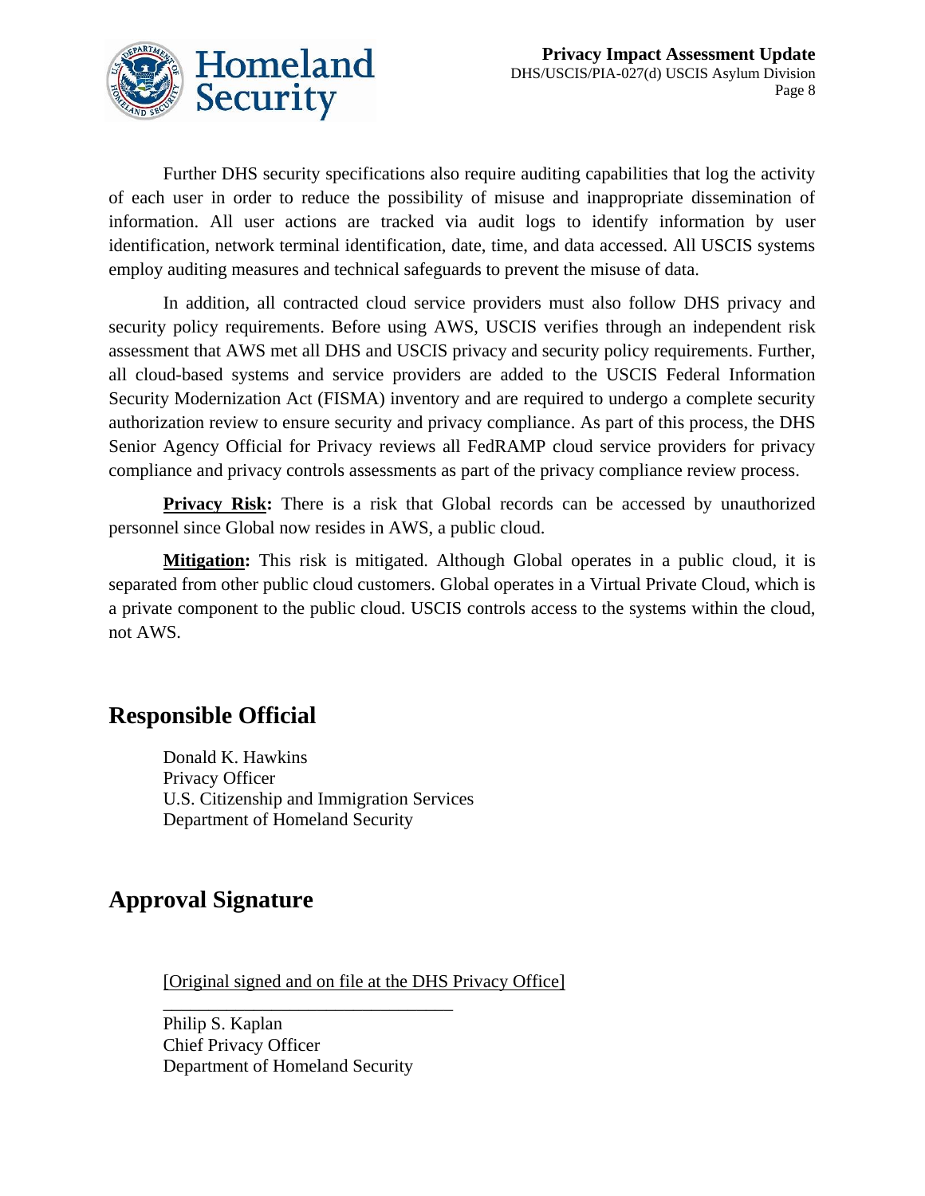Further DHS security specifications also require auditing capabilities that log the activity of each user in order to reduce the possibility of misuse and inappropriate dissemination of information. All user actions are tracked via audit logs to identify information by user identification, network terminal identification, date, time, and data accessed. All USCIS systems employ auditing measures and technical safeguards to prevent the misuse of data.

In addition, all contracted cloud service providers must also follow DHS privacy and security policy requirements. Before using AWS, USCIS verifies through an independent risk assessment that AWS met all DHS and USCIS privacy and security policy requirements. Further, all cloud-based systems and service providers are added to the USCIS Federal Information Security Modernization Act (FISMA) inventory and are required to undergo a complete security authorization review to ensure security and privacy compliance. As part of this process, the DHS Senior Agency Official for Privacy reviews all FedRAMP cloud service providers for privacy compliance and privacy controls assessments as part of the privacy compliance review process.

**Privacy Risk:** There is a risk that Global records can be accessed by unauthorized personnel since Global now resides in AWS, a public cloud.

**Mitigation:** This risk is mitigated. Although Global operates in a public cloud, it is separated from other public cloud customers. Global operates in a Virtual Private Cloud, which is a private component to the public cloud. USCIS controls access to the systems within the cloud, not AWS.

## Responsible Official

Donald K. Hawkins
Privacy Officer
U.S. Citizenship and Immigration Services
Department of Homeland Security

## Approval Signature

[Original signed and on file at the DHS Privacy Office]

________________________________

Philip S. Kaplan
Chief Privacy Officer
Department of Homeland Security